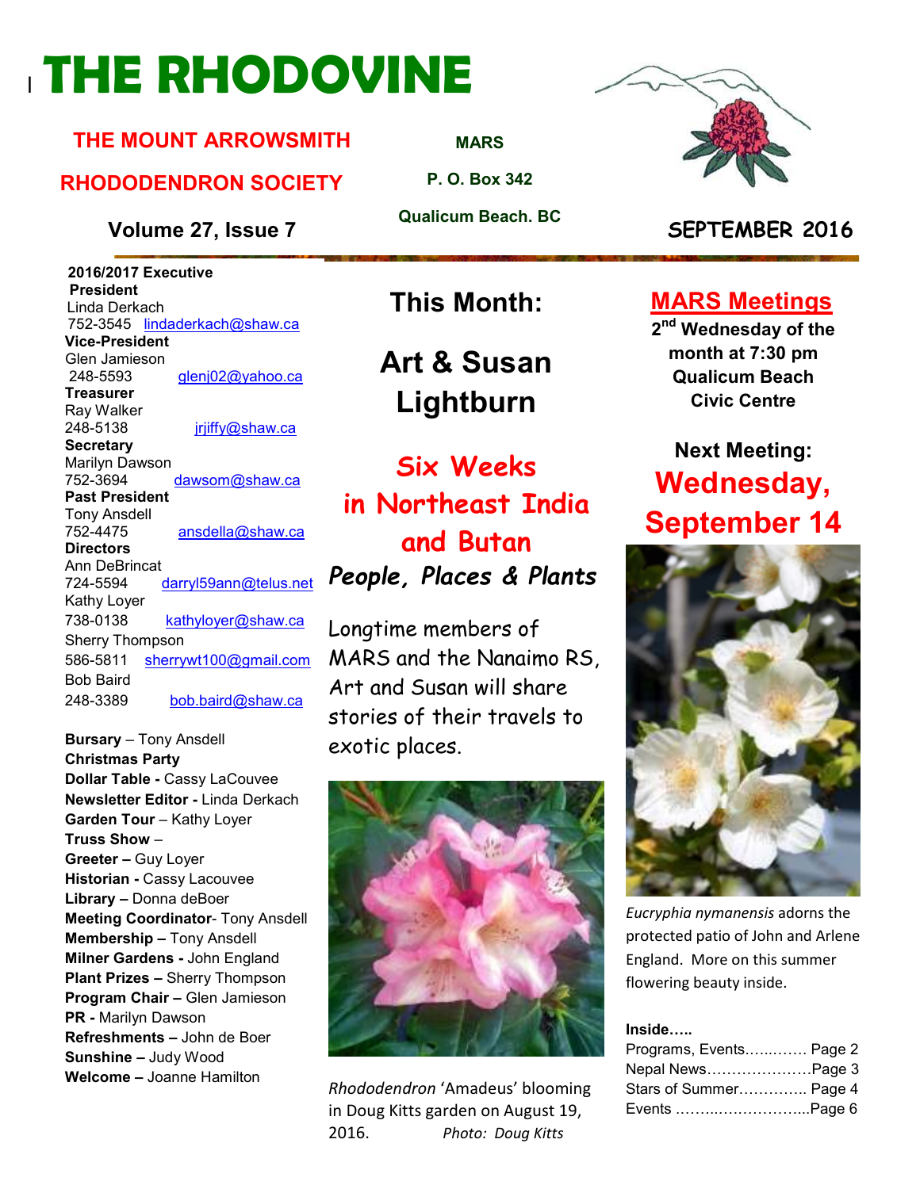# THE RHODOVINE

**THE MOUNT ARROWSMITH RHODODENDRON SOCIETY**

**MARS**
**P. O. Box 342**
**Qualicum Beach. BC**

**Volume 27, Issue 7** **SEPTEMBER 2016**

**2016/2017 Executive**

**President**
Linda Derkach
752-3545 lindaderkach@shaw.ca

**Vice-President**
Glen Jamieson
248-5593 glenj02@yahoo.ca

**Treasurer**
Ray Walker
248-5138 jrjiffy@shaw.ca

**Secretary**
Marilyn Dawson
752-3694 dawsom@shaw.ca

**Past President**
Tony Ansdell
752-4475 ansdella@shaw.ca

**Directors**
Ann DeBrincat
724-5594 darryl59ann@telus.net
Kathy Loyer
738-0138 kathyloyer@shaw.ca
Sherry Thompson
586-5811 sherrywt100@gmail.com
Bob Baird
248-3389 bob.baird@shaw.ca

**Bursary** – Tony Ansdell
**Christmas Party**
**Dollar Table -** Cassy LaCouvee
**Newsletter Editor -** Linda Derkach
**Garden Tour** – Kathy Loyer
**Truss Show** –
**Greeter –** Guy Loyer
**Historian -** Cassy Lacouvee
**Library –** Donna deBoer
**Meeting Coordinator**- Tony Ansdell
**Membership –** Tony Ansdell
**Milner Gardens -** John England
**Plant Prizes –** Sherry Thompson
**Program Chair –** Glen Jamieson
**PR -** Marilyn Dawson
**Refreshments –** John de Boer
**Sunshine –** Judy Wood
**Welcome –** Joanne Hamilton

## This Month:

## Art & Susan Lightburn

## Six Weeks in Northeast India and Butan

***People, Places & Plants***

Longtime members of MARS and the Nanaimo RS, Art and Susan will share stories of their travels to exotic places.

*Rhododendron* 'Amadeus' blooming in Doug Kitts garden on August 19, 2016. *Photo: Doug Kitts*

## MARS Meetings

**2nd Wednesday of the month at 7:30 pm**
**Qualicum Beach Civic Centre**

**Next Meeting:**
**Wednesday, September 14**

*Eucryphia nymanensis* adorns the protected patio of John and Arlene England. More on this summer flowering beauty inside.

**Inside…..**

Programs, Events……..….. Page 2
Nepal News…………………Page 3
Stars of Summer………….. Page 4
Events ……...……………...Page 6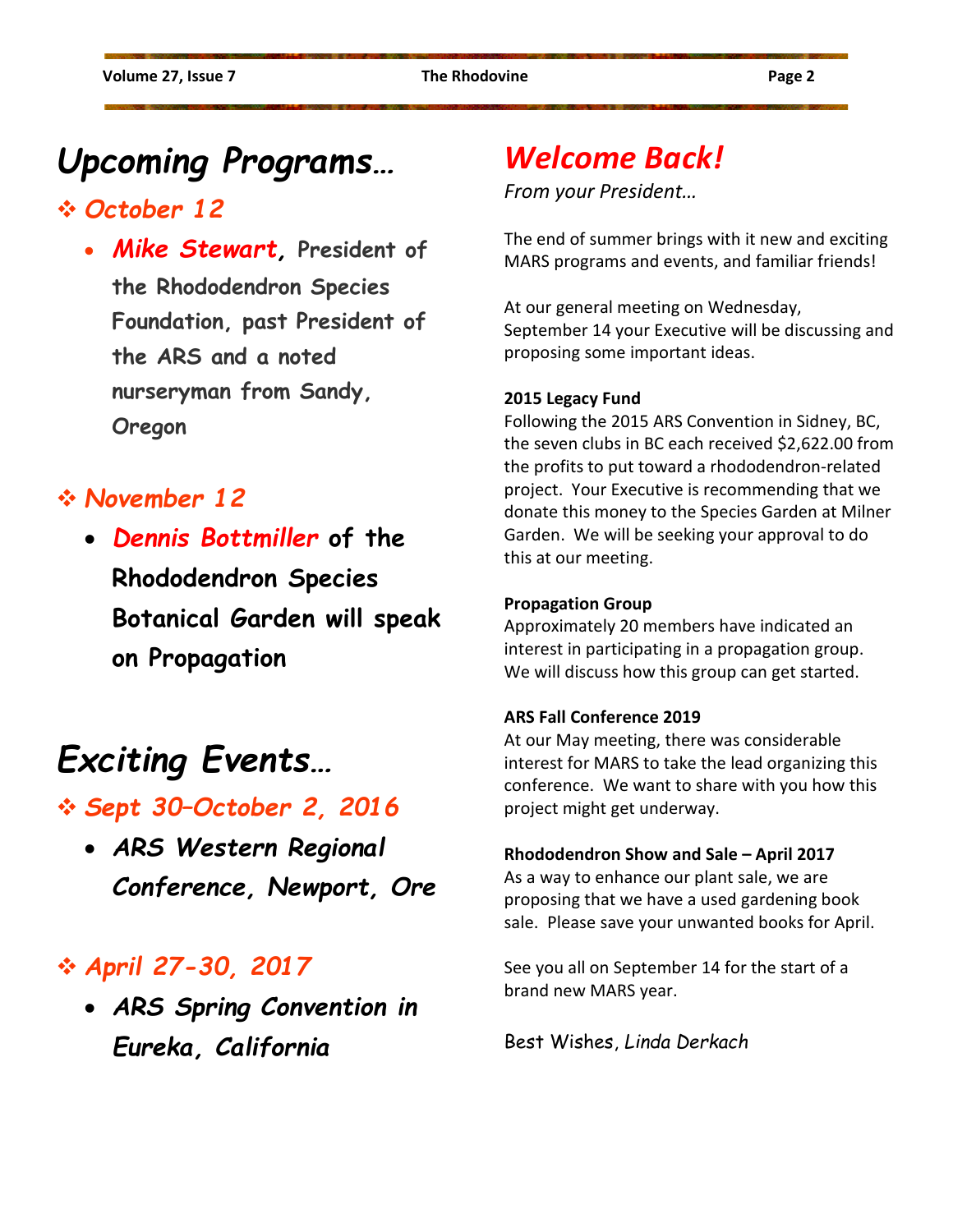# *Upcoming Programs…*

## ❖ *October 12*

- ***Mike Stewart***, President of the Rhododendron Species Foundation, past President of the ARS and a noted nurseryman from Sandy, Oregon

## ❖ *November 12*

- ***Dennis Bottmiller*** **of the Rhododendron Species Botanical Garden will speak on Propagation**

# *Exciting Events…*

## ❖ *Sept 30–October 2, 2016*

- ***ARS Western Regional Conference, Newport, Ore***

## ❖ *April 27-30, 2017*

- ***ARS Spring Convention in Eureka, California***

# *Welcome Back!*

*From your President…*

The end of summer brings with it new and exciting MARS programs and events, and familiar friends!

At our general meeting on Wednesday, September 14 your Executive will be discussing and proposing some important ideas.

**2015 Legacy Fund**

Following the 2015 ARS Convention in Sidney, BC, the seven clubs in BC each received $2,622.00 from the profits to put toward a rhododendron-related project. Your Executive is recommending that we donate this money to the Species Garden at Milner Garden. We will be seeking your approval to do this at our meeting.

**Propagation Group**

Approximately 20 members have indicated an interest in participating in a propagation group. We will discuss how this group can get started.

**ARS Fall Conference 2019**

At our May meeting, there was considerable interest for MARS to take the lead organizing this conference. We want to share with you how this project might get underway.

**Rhododendron Show and Sale – April 2017**

As a way to enhance our plant sale, we are proposing that we have a used gardening book sale. Please save your unwanted books for April.

See you all on September 14 for the start of a brand new MARS year.

Best Wishes, *Linda Derkach*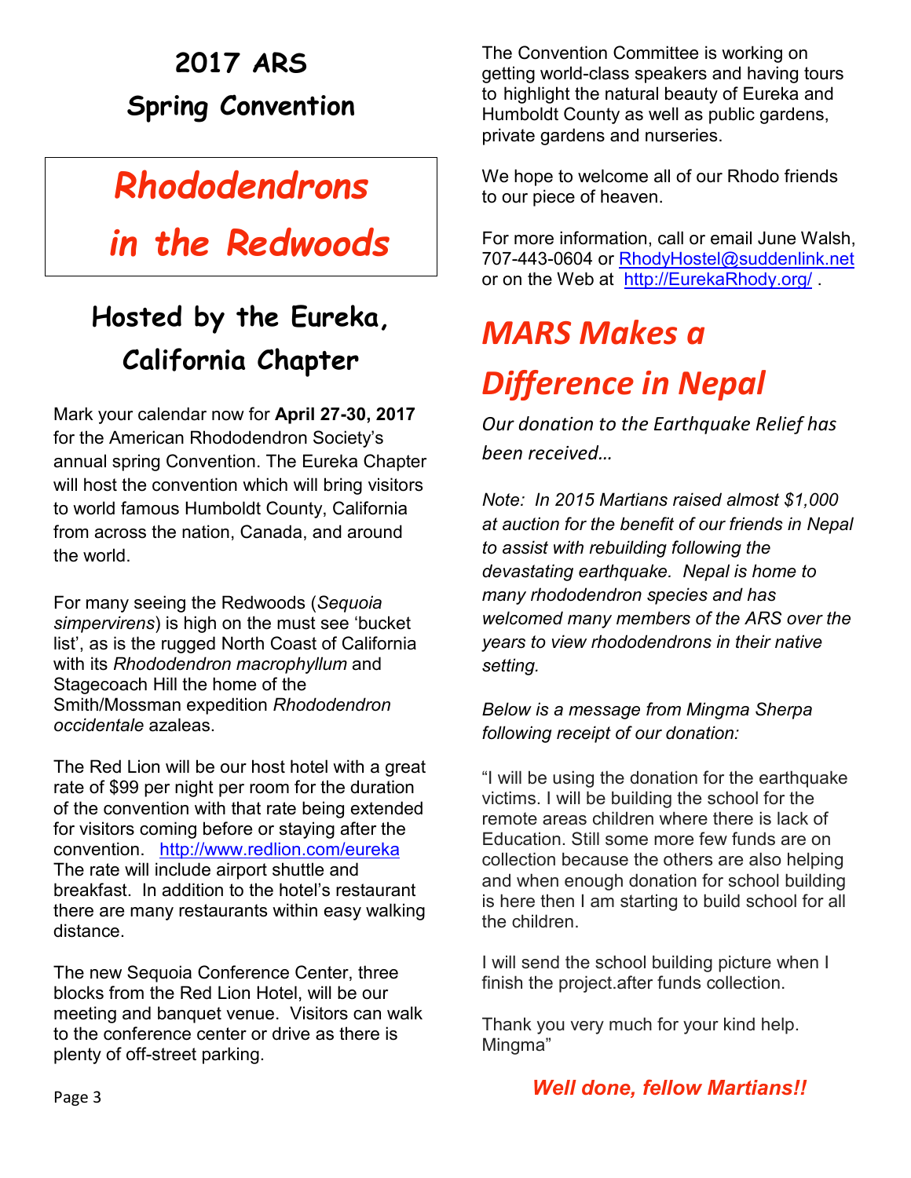# 2017 ARS Spring Convention

## *Rhododendrons in the Redwoods*

## Hosted by the Eureka, California Chapter

Mark your calendar now for **April 27-30, 2017** for the American Rhododendron Society's annual spring Convention. The Eureka Chapter will host the convention which will bring visitors to world famous Humboldt County, California from across the nation, Canada, and around the world.

For many seeing the Redwoods (*Sequoia simpervirens*) is high on the must see 'bucket list', as is the rugged North Coast of California with its *Rhododendron macrophyllum* and Stagecoach Hill the home of the Smith/Mossman expedition *Rhododendron occidentale* azaleas.

The Red Lion will be our host hotel with a great rate of $99 per night per room for the duration of the convention with that rate being extended for visitors coming before or staying after the convention. http://www.redlion.com/eureka The rate will include airport shuttle and breakfast. In addition to the hotel's restaurant there are many restaurants within easy walking distance.

The new Sequoia Conference Center, three blocks from the Red Lion Hotel, will be our meeting and banquet venue. Visitors can walk to the conference center or drive as there is plenty of off-street parking.

The Convention Committee is working on getting world-class speakers and having tours to highlight the natural beauty of Eureka and Humboldt County as well as public gardens, private gardens and nurseries.

We hope to welcome all of our Rhodo friends to our piece of heaven.

For more information, call or email June Walsh, 707-443-0604 or RhodyHostel@suddenlink.net or on the Web at http://EurekaRhody.org/ .

# *MARS Makes a Difference in Nepal*

*Our donation to the Earthquake Relief has been received…*

*Note: In 2015 Martians raised almost $1,000 at auction for the benefit of our friends in Nepal to assist with rebuilding following the devastating earthquake. Nepal is home to many rhododendron species and has welcomed many members of the ARS over the years to view rhododendrons in their native setting.*

*Below is a message from Mingma Sherpa following receipt of our donation:*

"I will be using the donation for the earthquake victims. I will be building the school for the remote areas children where there is lack of Education. Still some more few funds are on collection because the others are also helping and when enough donation for school building is here then I am starting to build school for all the children.

I will send the school building picture when I finish the project.after funds collection.

Thank you very much for your kind help.
Mingma"

***Well done, fellow Martians!!***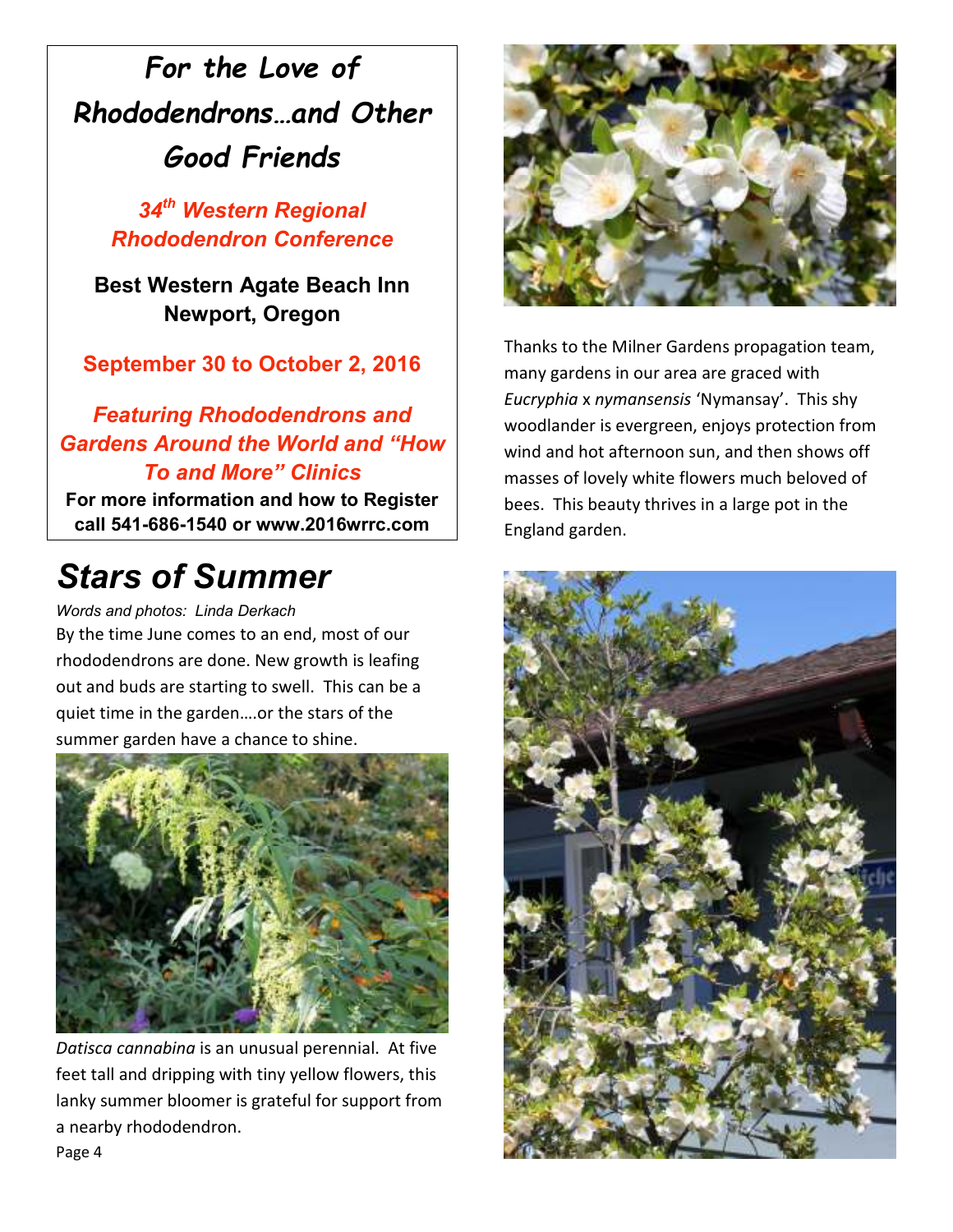# For the Love of Rhododendrons…and Other Good Friends

**34th Western Regional Rhododendron Conference**

**Best Western Agate Beach Inn**
**Newport, Oregon**

**September 30 to October 2, 2016**

***Featuring Rhododendrons and Gardens Around the World and "How To and More" Clinics***

**For more information and how to Register call 541-686-1540 or www.2016wrrc.com**

## Stars of Summer

*Words and photos: Linda Derkach*

By the time June comes to an end, most of our rhododendrons are done. New growth is leafing out and buds are starting to swell. This can be a quiet time in the garden….or the stars of the summer garden have a chance to shine.

*Datisca cannabina* is an unusual perennial. At five feet tall and dripping with tiny yellow flowers, this lanky summer bloomer is grateful for support from a nearby rhododendron.

Thanks to the Milner Gardens propagation team, many gardens in our area are graced with *Eucryphia* x *nymansensis* 'Nymansay'. This shy woodlander is evergreen, enjoys protection from wind and hot afternoon sun, and then shows off masses of lovely white flowers much beloved of bees. This beauty thrives in a large pot in the England garden.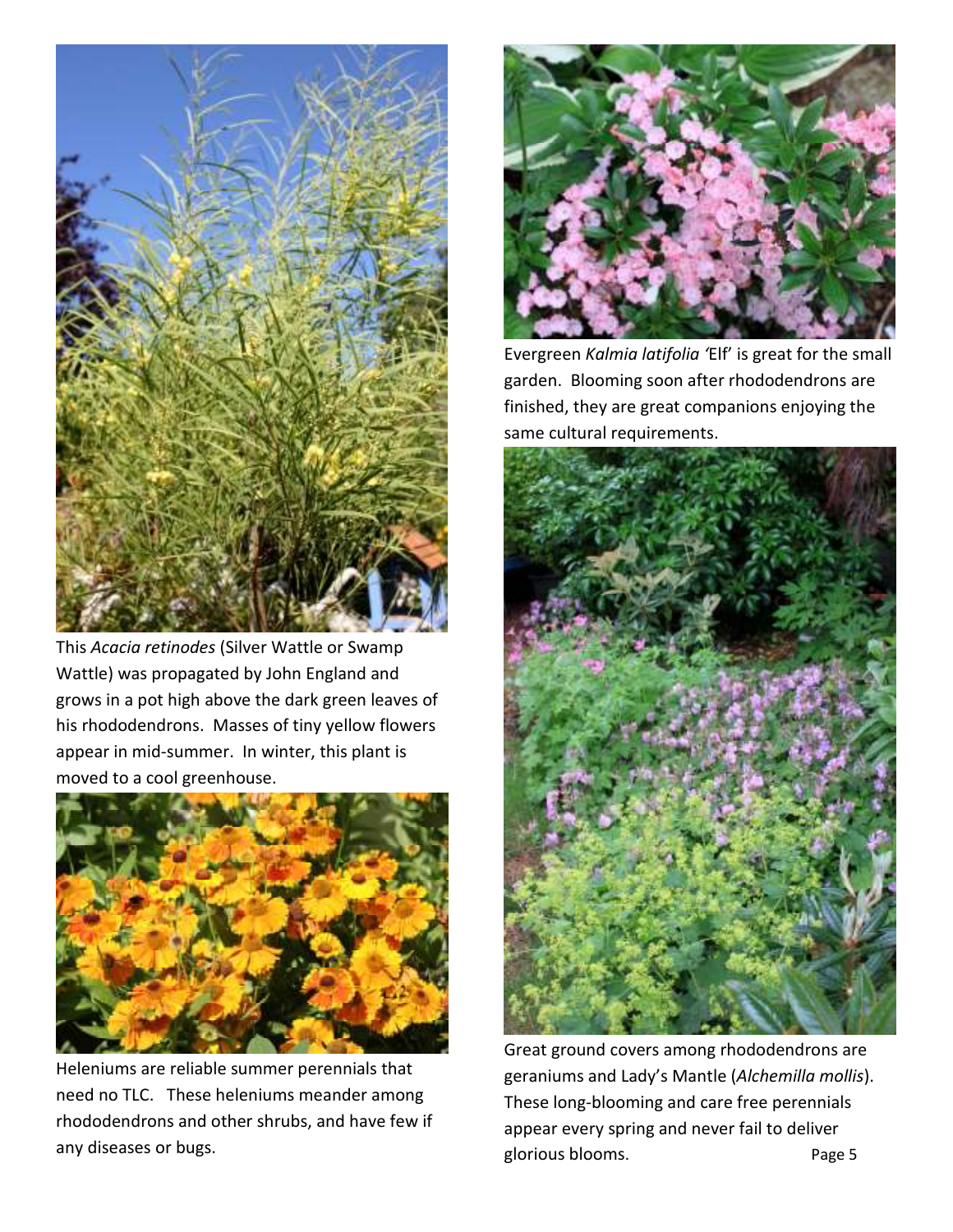This *Acacia retinodes* (Silver Wattle or Swamp Wattle) was propagated by John England and grows in a pot high above the dark green leaves of his rhododendrons. Masses of tiny yellow flowers appear in mid-summer. In winter, this plant is moved to a cool greenhouse.

Heleniums are reliable summer perennials that need no TLC. These heleniums meander among rhododendrons and other shrubs, and have few if any diseases or bugs.

Evergreen *Kalmia latifolia* 'Elf' is great for the small garden. Blooming soon after rhododendrons are finished, they are great companions enjoying the same cultural requirements.

Great ground covers among rhododendrons are geraniums and Lady's Mantle (*Alchemilla mollis*). These long-blooming and care free perennials appear every spring and never fail to deliver glorious blooms.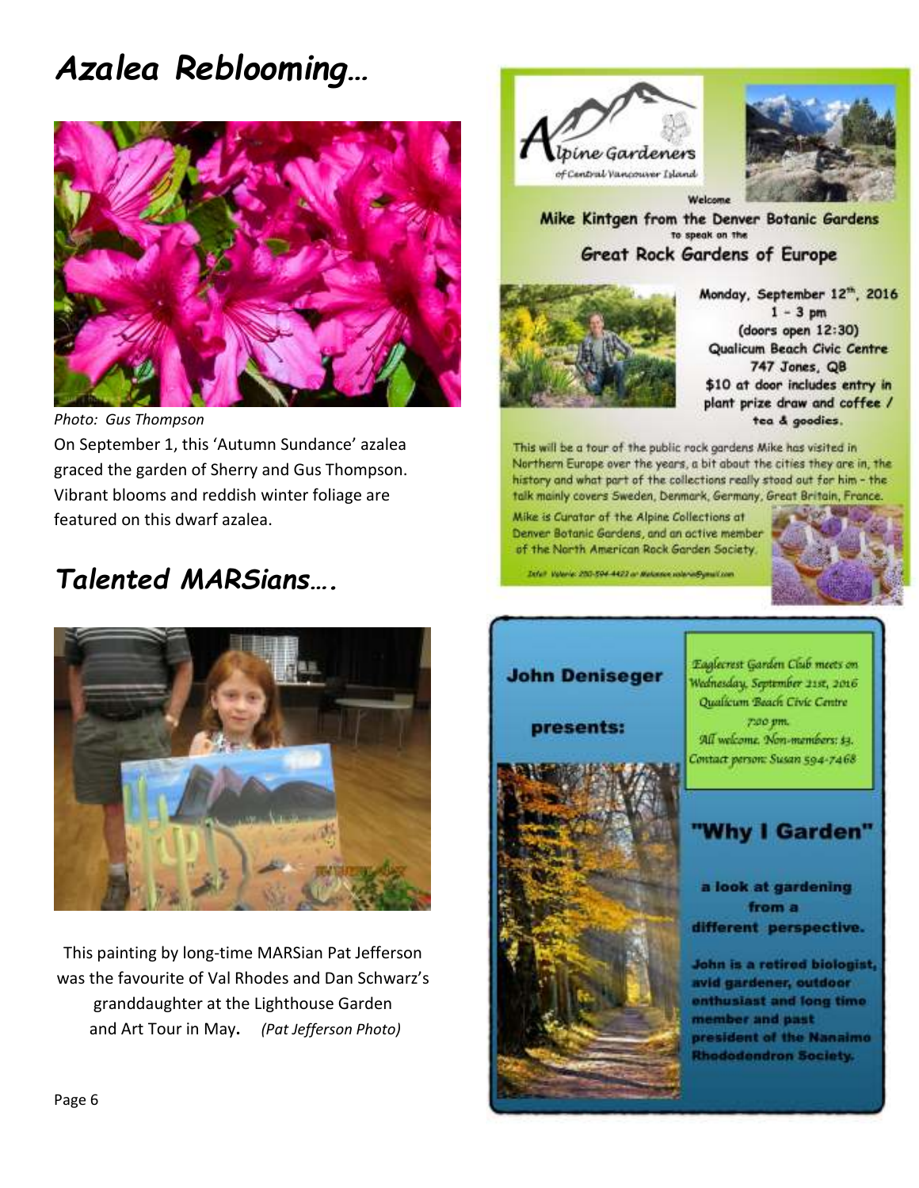# *Azalea Reblooming…*

*Photo: Gus Thompson*

On September 1, this 'Autumn Sundance' azalea graced the garden of Sherry and Gus Thompson. Vibrant blooms and reddish winter foliage are featured on this dwarf azalea.

# *Talented MARSians….*

This painting by long-time MARSian Pat Jefferson was the favourite of Val Rhodes and Dan Schwarz's granddaughter at the Lighthouse Garden and Art Tour in May. *(Pat Jefferson Photo)*

Alpine Gardeners of Central Vancouver Island

Welcome

**Mike Kintgen from the Denver Botanic Gardens**

to speak on the

**Great Rock Gardens of Europe**

Monday, September 12th, 2016
1 - 3 pm
(doors open 12:30)
Qualicum Beach Civic Centre
747 Jones, QB
$10 at door includes entry in plant prize draw and coffee / tea & goodies.

This will be a tour of the public rock gardens Mike has visited in Northern Europe over the years, a bit about the cities they are in, the history and what part of the collections really stood out for him - the talk mainly covers Sweden, Denmark, Germany, Great Britain, France.

Mike is Curator of the Alpine Collections at Denver Botanic Gardens, and an active member of the North American Rock Garden Society.

Info? Valerie: 250-594-4423 or Melanson.valerie@gmail.com

**John Deniseger presents:**

*Eaglecrest Garden Club meets on Wednesday, September 21st, 2016*
*Qualicum Beach Civic Centre*
*7:00 pm.*
*All welcome. Non-members: $3.*
*Contact person: Susan 594-7468*

## "Why I Garden"

**a look at gardening from a different perspective.**

**John is a retired biologist, avid gardener, outdoor enthusiast and long time member and past president of the Nanaimo Rhododendron Society.**